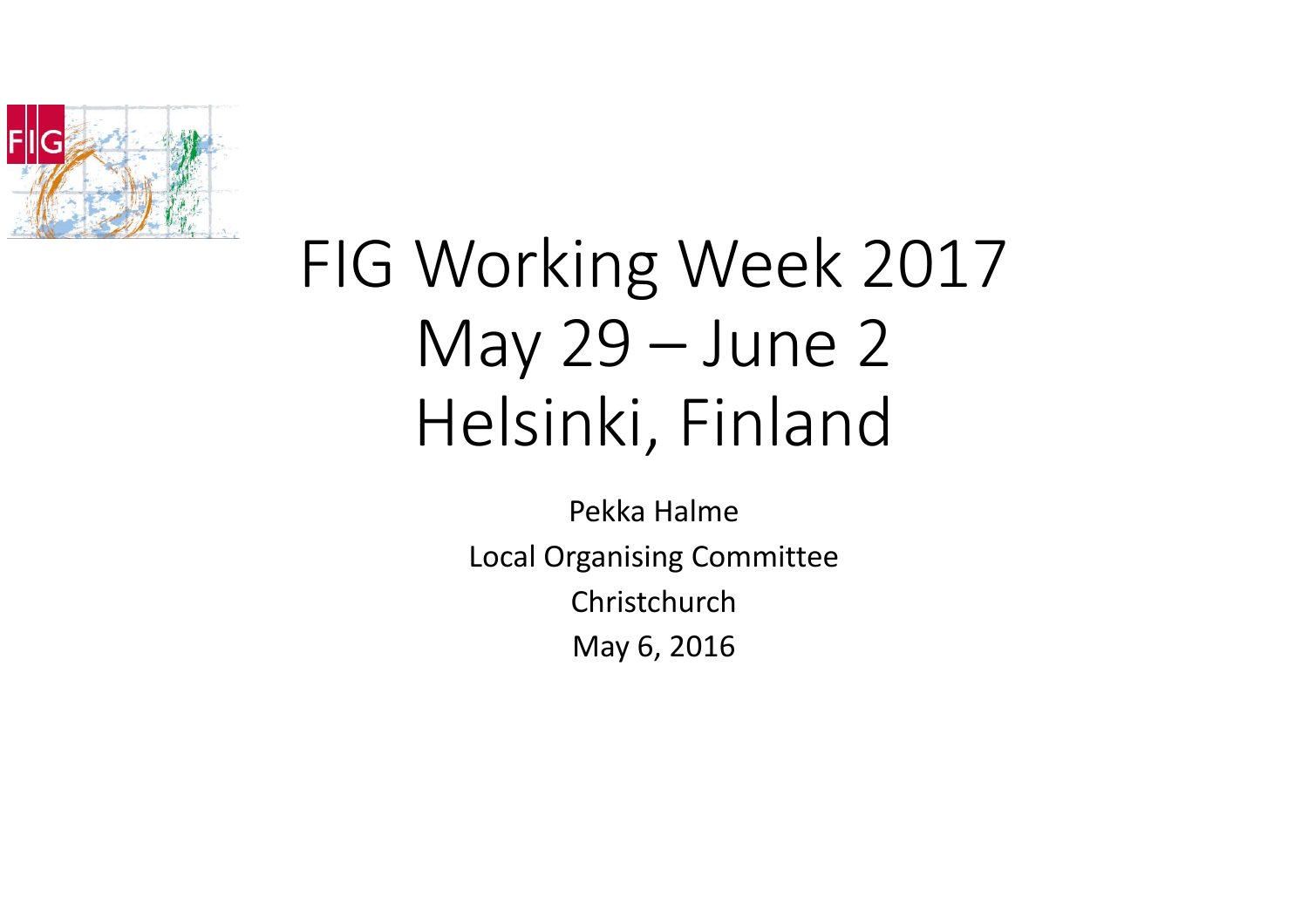# FIG Working Week 2017
# May 29 – June 2
# Helsinki, Finland

Pekka Halme

Local Organising Committee

Christchurch

May 6, 2016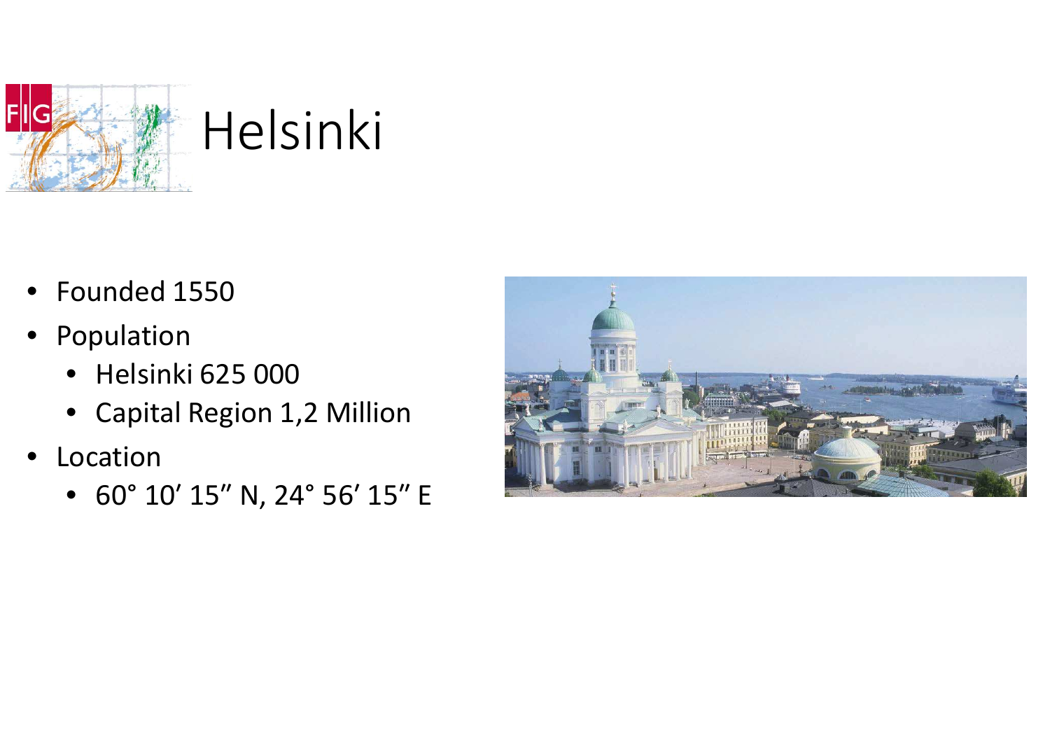# Helsinki

- Founded 1550
- Population
  - Helsinki 625 000
  - Capital Region 1,2 Million
- Location
  - 60° 10′ 15″ N, 24° 56′ 15″ E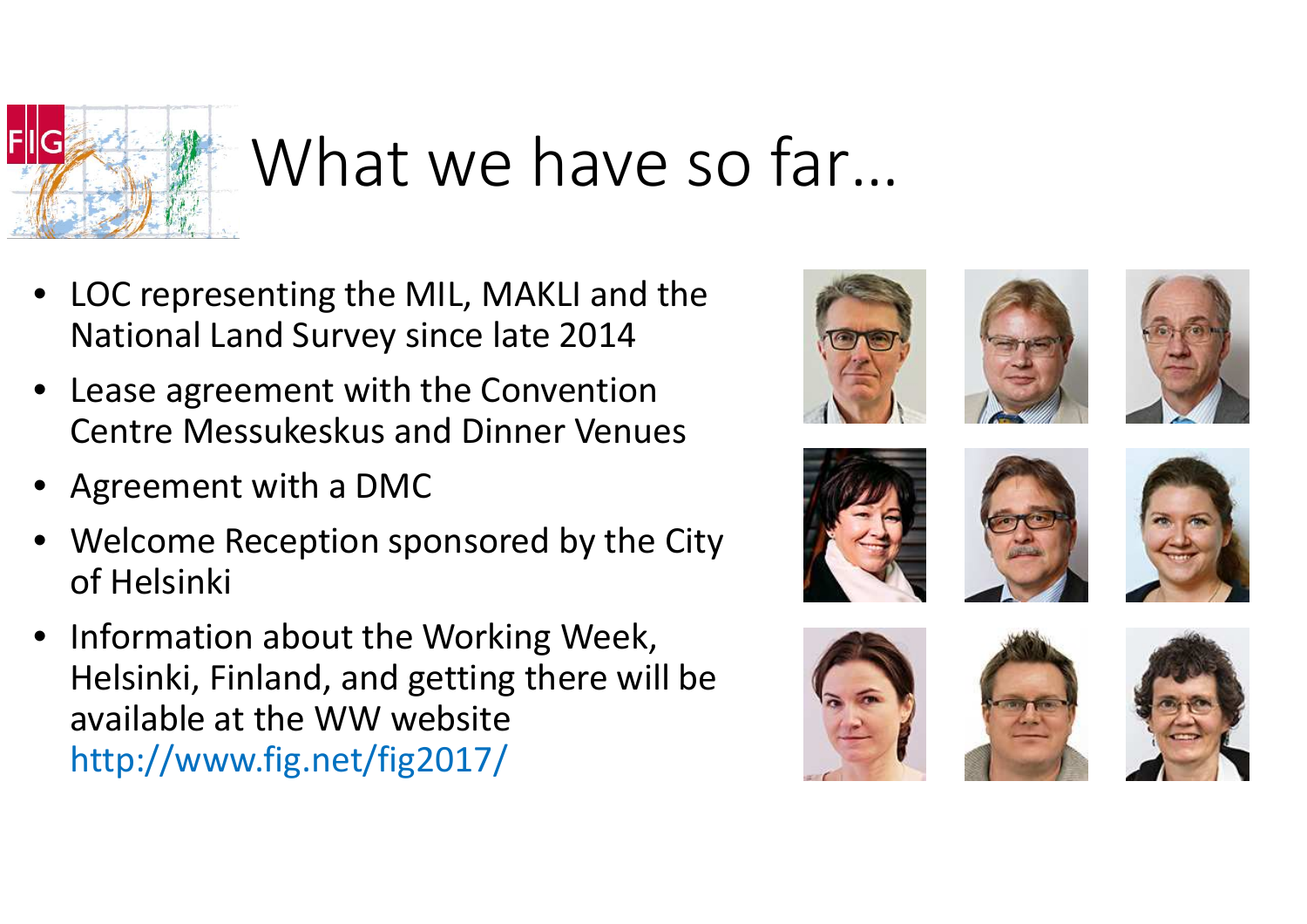# What we have so far…

- LOC representing the MIL, MAKLI and the National Land Survey since late 2014
- Lease agreement with the Convention Centre Messukeskus and Dinner Venues
- Agreement with a DMC
- Welcome Reception sponsored by the City of Helsinki
- Information about the Working Week, Helsinki, Finland, and getting there will be available at the WW website http://www.fig.net/fig2017/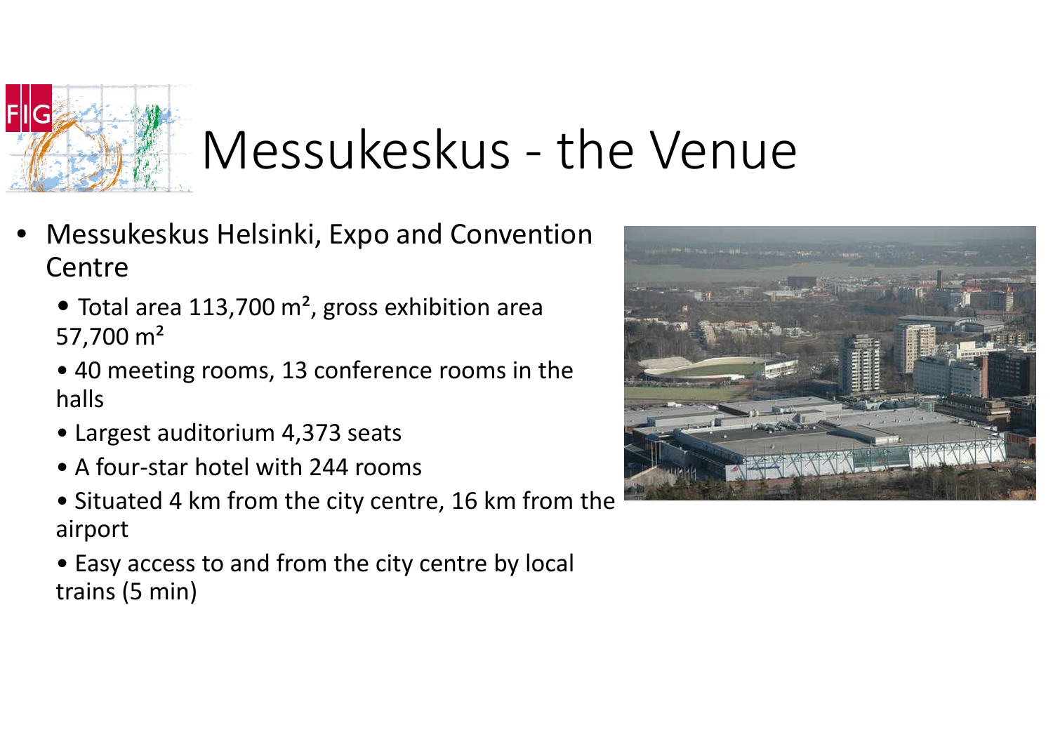# Messukeskus - the Venue

- Messukeskus Helsinki, Expo and Convention Centre
  - Total area 113,700 m², gross exhibition area 57,700 m²
  - 40 meeting rooms, 13 conference rooms in the halls
  - Largest auditorium 4,373 seats
  - A four-star hotel with 244 rooms
  - Situated 4 km from the city centre, 16 km from the airport
  - Easy access to and from the city centre by local trains (5 min)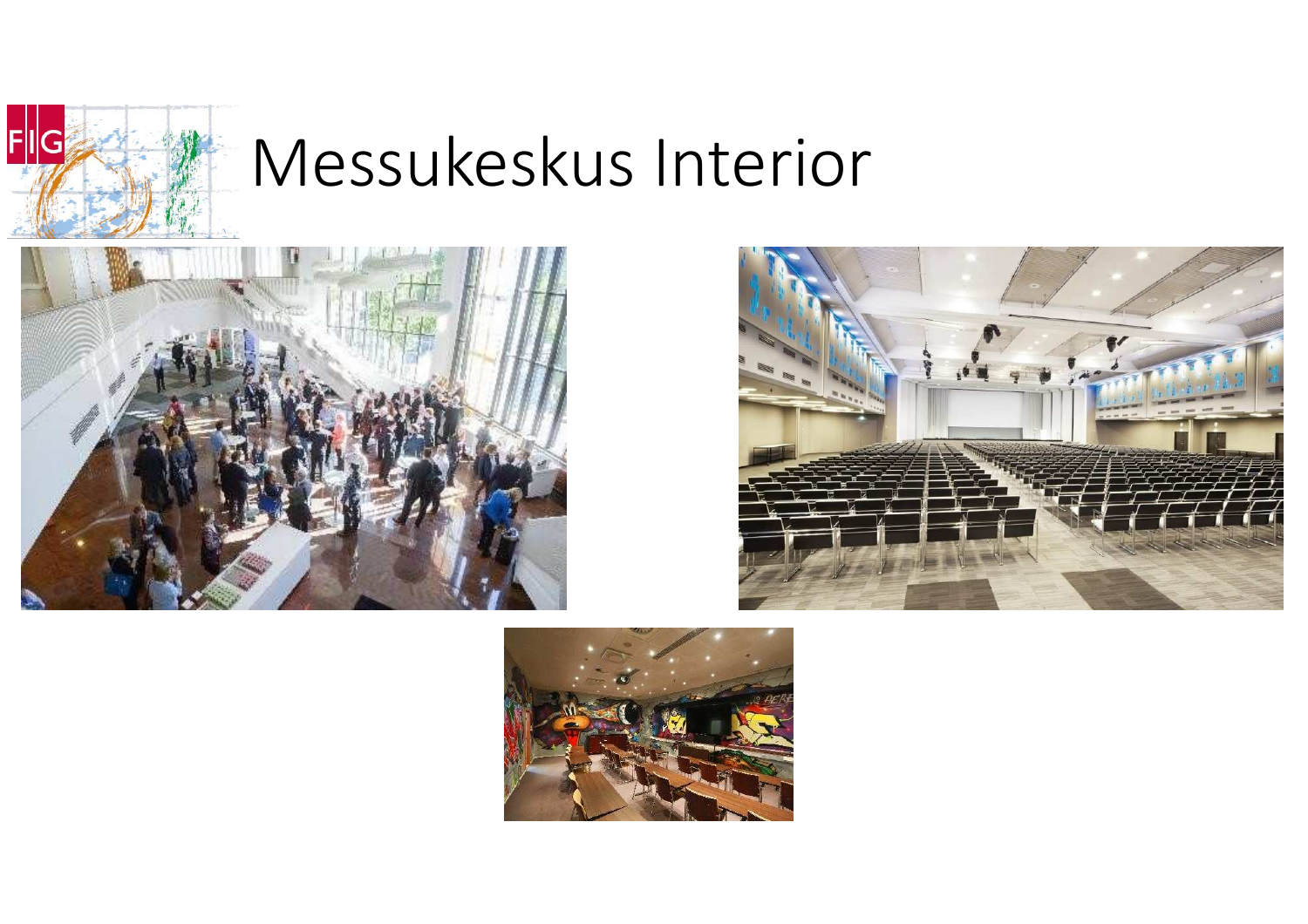# Messukeskus Interior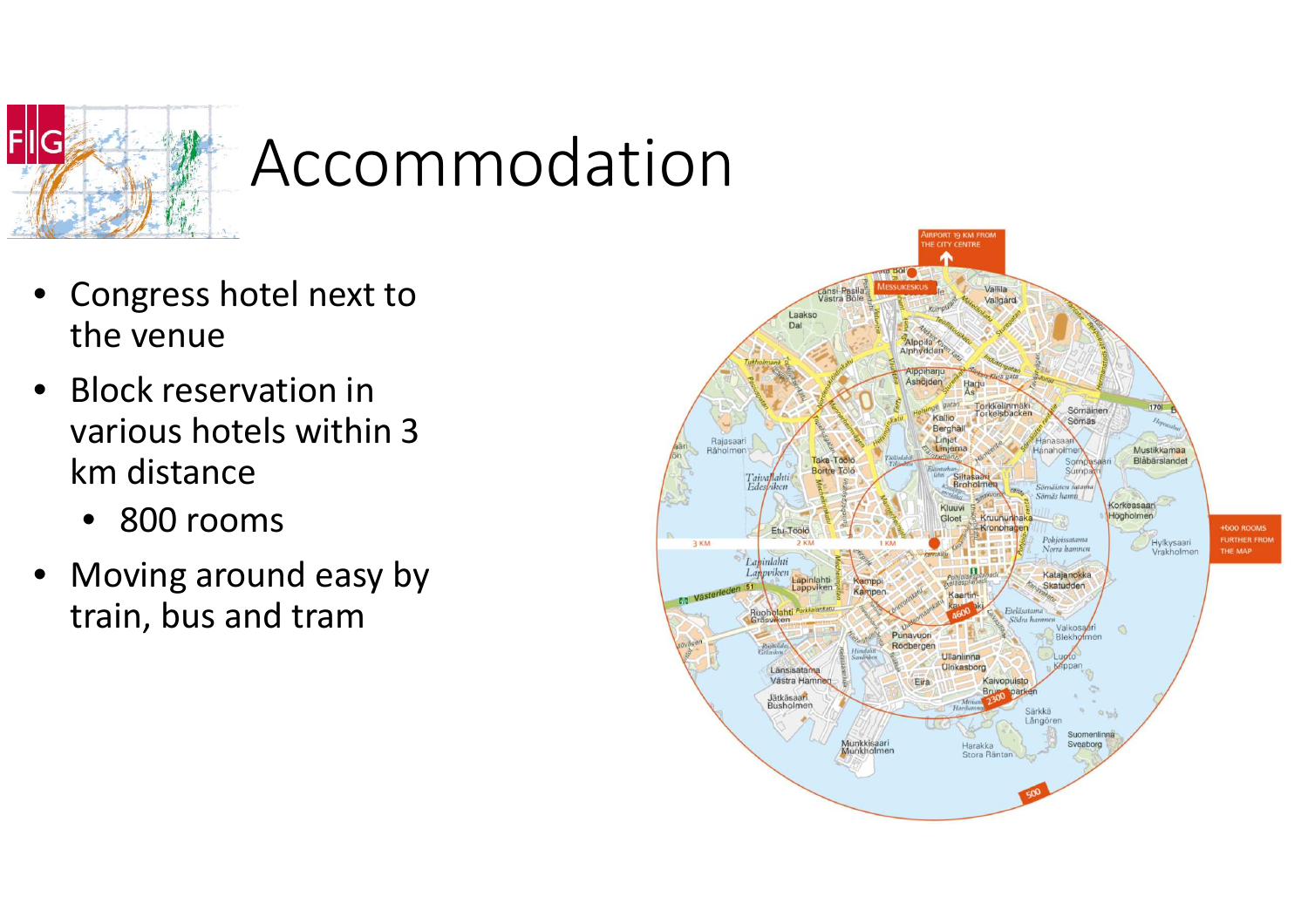# Accommodation

- Congress hotel next to the venue
- Block reservation in various hotels within 3 km distance
  - 800 rooms
- Moving around easy by train, bus and tram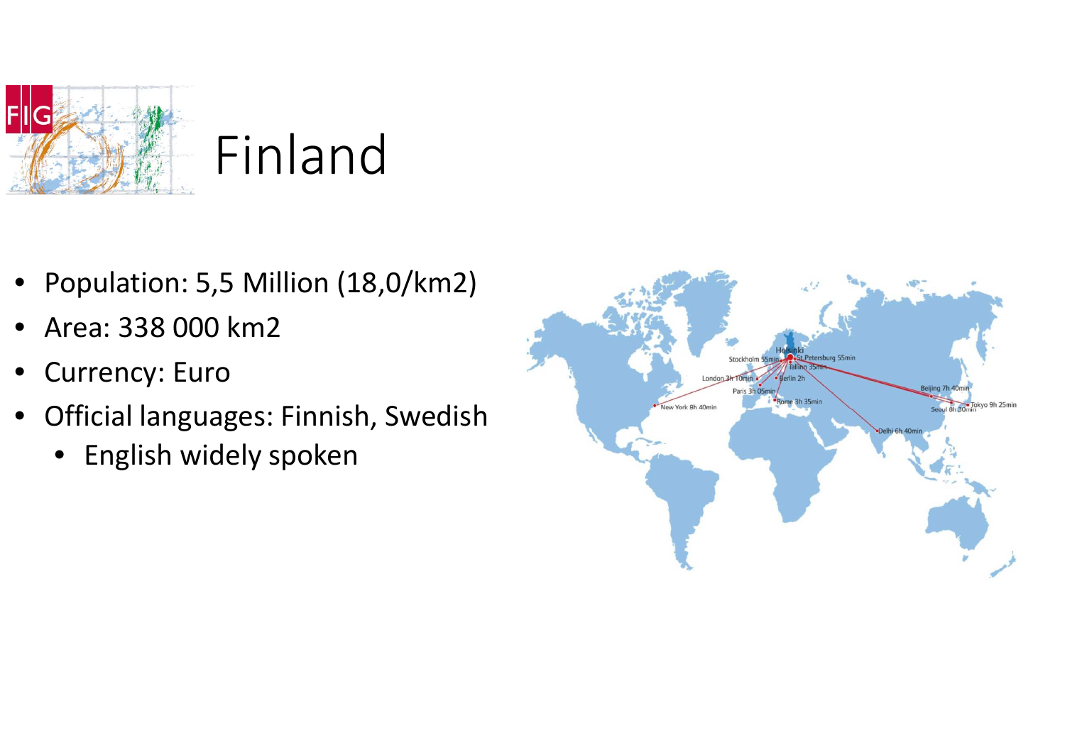# Finland

- Population: 5,5 Million (18,0/km2)
- Area: 338 000 km2
- Currency: Euro
- Official languages: Finnish, Swedish
  - English widely spoken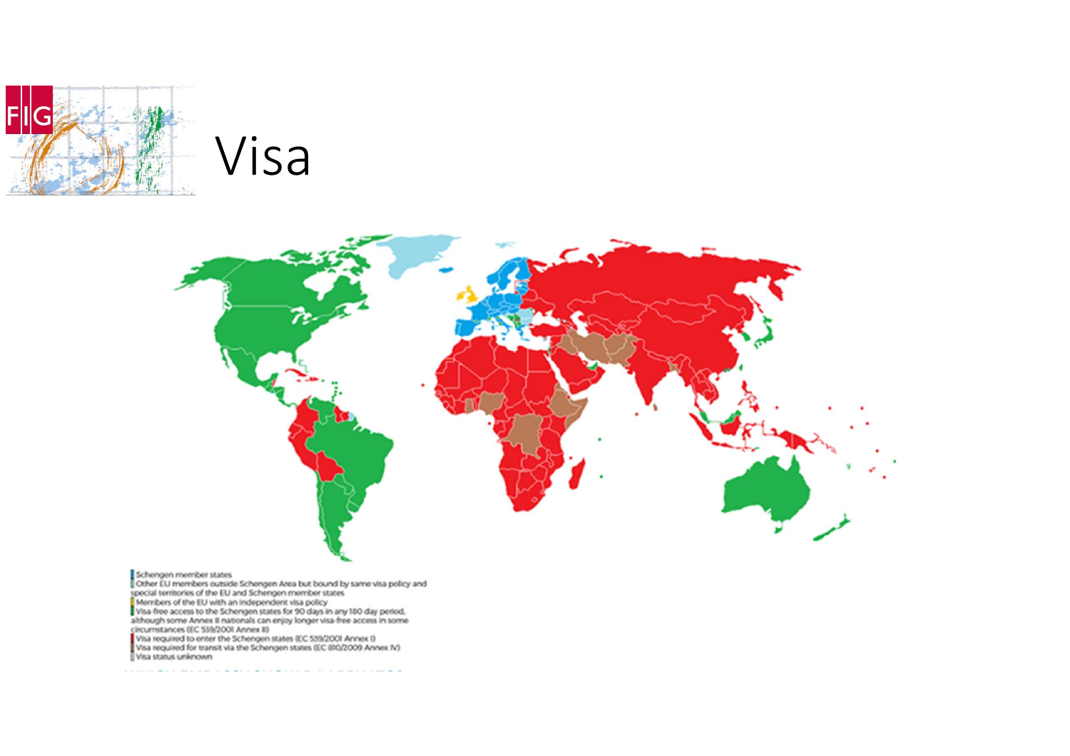# Visa

- Schengen member states
- Other EU members outside Schengen Area but bound by same visa policy and special territories of the EU and Schengen member states
- Members of the EU with an independent visa policy
- Visa-free access to the Schengen states for 90 days in any 180 day period, although some Annex II nationals can enjoy longer visa-free access in some circumstances (EC 539/2001 Annex II)
- Visa required to enter the Schengen states (EC 539/2001 Annex I)
- Visa required for transit via the Schengen states (EC 810/2009 Annex IV)
- Visa status unknown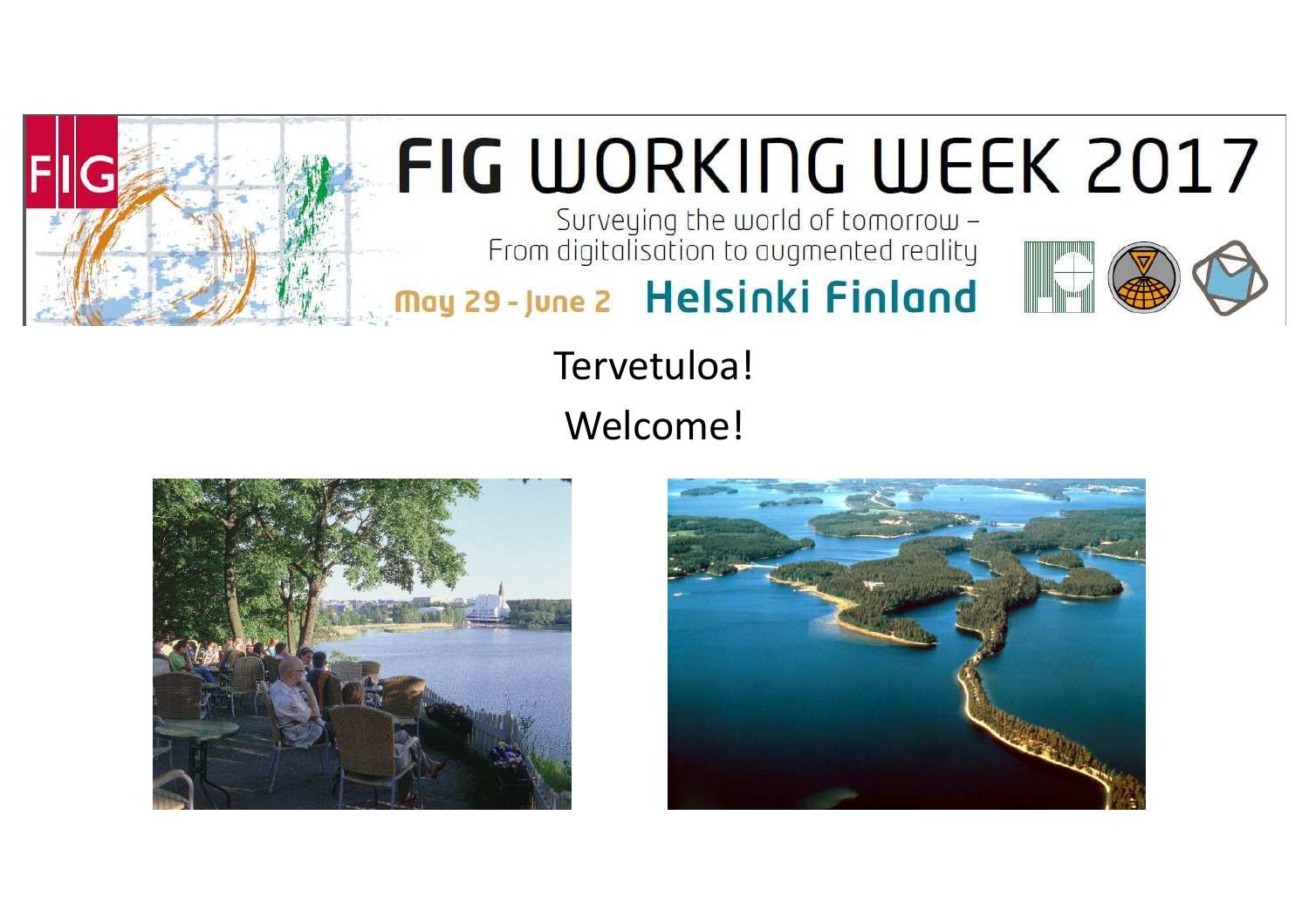# FIG WORKING WEEK 2017

Surveying the world of tomorrow –
From digitalisation to augmented reality

May 29 - June 2 Helsinki Finland

Tervetuloa!

Welcome!